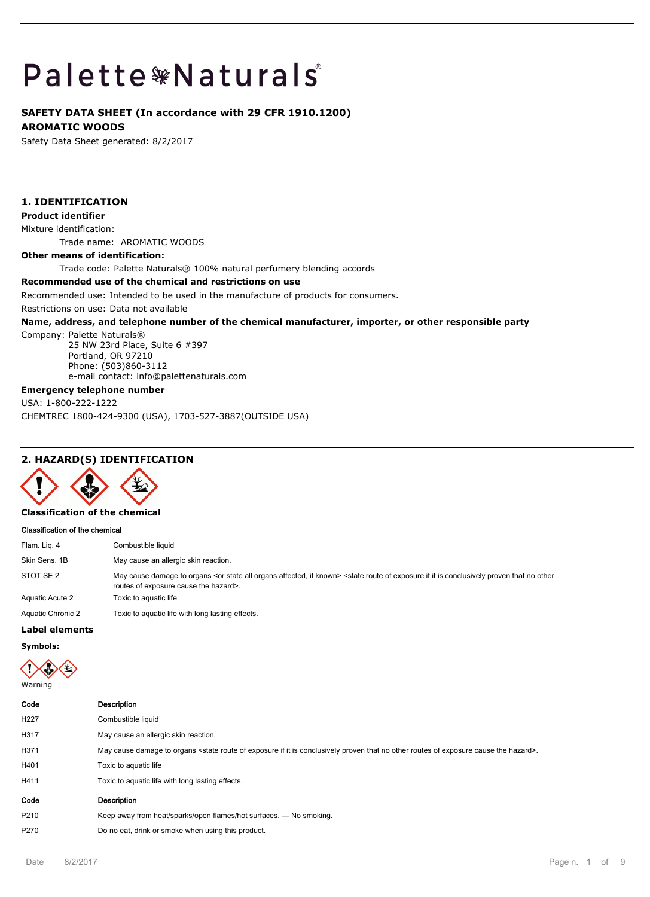# Palette Naturals®

**SAFETY DATA SHEET (In accordance with 29 CFR 1910.1200)**

**AROMATIC WOODS**

Safety Data Sheet generated: 8/2/2017

## 1. IDENTIFICATION

**Product identifier**

Mixture identification:

Trade name: AROMATIC WOODS

**Other means of identification:**

Trade code: Palette Naturals® 100% natural perfumery blending accords

**Recommended use of the chemical and restrictions on use**

Recommended use: Intended to be used in the manufacture of products for consumers.

Restrictions on use: Data not available

**Name, address, and telephone number of the chemical manufacturer, importer, or other responsible party**

Company: Palette Naturals®
25 NW 23rd Place, Suite 6 #397
Portland, OR 97210
Phone: (503)860-3112
e-mail contact: info@palettenaturals.com

**Emergency telephone number**

USA: 1-800-222-1222

CHEMTREC 1800-424-9300 (USA), 1703-527-3887(OUTSIDE USA)

## 2. HAZARD(S) IDENTIFICATION

**Classification of the chemical**

**Classification of the chemical**

| | |
|---|---|
| Flam. Liq. 4 | Combustible liquid |
| Skin Sens. 1B | May cause an allergic skin reaction. |
| STOT SE 2 | May cause damage to organs <or state all organs affected, if known> <state route of exposure if it is conclusively proven that no other routes of exposure cause the hazard>. |
| Aquatic Acute 2 | Toxic to aquatic life |
| Aquatic Chronic 2 | Toxic to aquatic life with long lasting effects. |

**Label elements**

**Symbols:**

Warning

| Code | Description |
|---|---|
| H227 | Combustible liquid |
| H317 | May cause an allergic skin reaction. |
| H371 | May cause damage to organs <state route of exposure if it is conclusively proven that no other routes of exposure cause the hazard>. |
| H401 | Toxic to aquatic life |
| H411 | Toxic to aquatic life with long lasting effects. |

| Code | Description |
|---|---|
| P210 | Keep away from heat/sparks/open flames/hot surfaces. — No smoking. |
| P270 | Do no eat, drink or smoke when using this product. |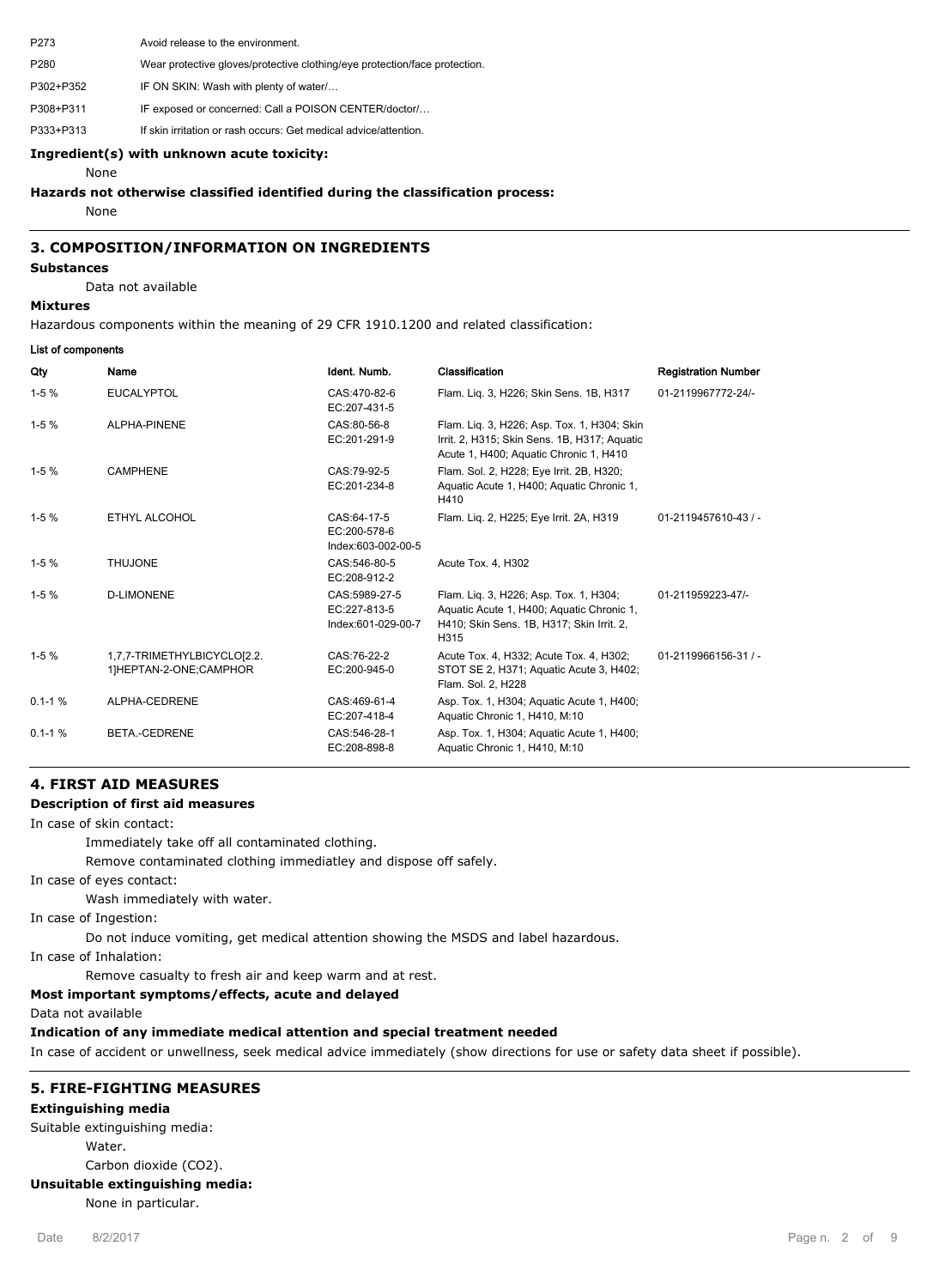| | |
|---|---|
| P273 | Avoid release to the environment. |
| P280 | Wear protective gloves/protective clothing/eye protection/face protection. |
| P302+P352 | IF ON SKIN: Wash with plenty of water/… |
| P308+P311 | IF exposed or concerned: Call a POISON CENTER/doctor/… |
| P333+P313 | If skin irritation or rash occurs: Get medical advice/attention. |

**Ingredient(s) with unknown acute toxicity:**

None

**Hazards not otherwise classified identified during the classification process:**

None

## 3. COMPOSITION/INFORMATION ON INGREDIENTS

**Substances**

Data not available

**Mixtures**

Hazardous components within the meaning of 29 CFR 1910.1200 and related classification:

**List of components**

| Qty | Name | Ident. Numb. | Classification | Registration Number |
|---|---|---|---|---|
| 1-5 % | EUCALYPTOL | CAS:470-82-6<br>EC:207-431-5 | Flam. Liq. 3, H226; Skin Sens. 1B, H317 | 01-2119967772-24/- |
| 1-5 % | ALPHA-PINENE | CAS:80-56-8<br>EC:201-291-9 | Flam. Liq. 3, H226; Asp. Tox. 1, H304; Skin Irrit. 2, H315; Skin Sens. 1B, H317; Aquatic Acute 1, H400; Aquatic Chronic 1, H410 | |
| 1-5 % | CAMPHENE | CAS:79-92-5<br>EC:201-234-8 | Flam. Sol. 2, H228; Eye Irrit. 2B, H320; Aquatic Acute 1, H400; Aquatic Chronic 1, H410 | |
| 1-5 % | ETHYL ALCOHOL | CAS:64-17-5<br>EC:200-578-6<br>Index:603-002-00-5 | Flam. Liq. 2, H225; Eye Irrit. 2A, H319 | 01-2119457610-43 / - |
| 1-5 % | THUJONE | CAS:546-80-5<br>EC:208-912-2 | Acute Tox. 4, H302 | |
| 1-5 % | D-LIMONENE | CAS:5989-27-5<br>EC:227-813-5<br>Index:601-029-00-7 | Flam. Liq. 3, H226; Asp. Tox. 1, H304; Aquatic Acute 1, H400; Aquatic Chronic 1, H410; Skin Sens. 1B, H317; Skin Irrit. 2, H315 | 01-211959223-47/- |
| 1-5 % | 1,7,7-TRIMETHYLBICYCLO[2.2.1]HEPTAN-2-ONE;CAMPHOR | CAS:76-22-2<br>EC:200-945-0 | Acute Tox. 4, H332; Acute Tox. 4, H302; STOT SE 2, H371; Aquatic Acute 3, H402; Flam. Sol. 2, H228 | 01-2119966156-31 / - |
| 0.1-1 % | ALPHA-CEDRENE | CAS:469-61-4<br>EC:207-418-4 | Asp. Tox. 1, H304; Aquatic Acute 1, H400; Aquatic Chronic 1, H410, M:10 | |
| 0.1-1 % | BETA.-CEDRENE | CAS:546-28-1<br>EC:208-898-8 | Asp. Tox. 1, H304; Aquatic Acute 1, H400; Aquatic Chronic 1, H410, M:10 | |

## 4. FIRST AID MEASURES

**Description of first aid measures**

In case of skin contact:

Immediately take off all contaminated clothing.

Remove contaminated clothing immediatley and dispose off safely.

In case of eyes contact:

Wash immediately with water.

In case of Ingestion:

Do not induce vomiting, get medical attention showing the MSDS and label hazardous.

In case of Inhalation:

Remove casualty to fresh air and keep warm and at rest.

**Most important symptoms/effects, acute and delayed**

Data not available

**Indication of any immediate medical attention and special treatment needed**

In case of accident or unwellness, seek medical advice immediately (show directions for use or safety data sheet if possible).

## 5. FIRE-FIGHTING MEASURES

**Extinguishing media**

Suitable extinguishing media:

Water.

Carbon dioxide ($CO_2$).

**Unsuitable extinguishing media:**

None in particular.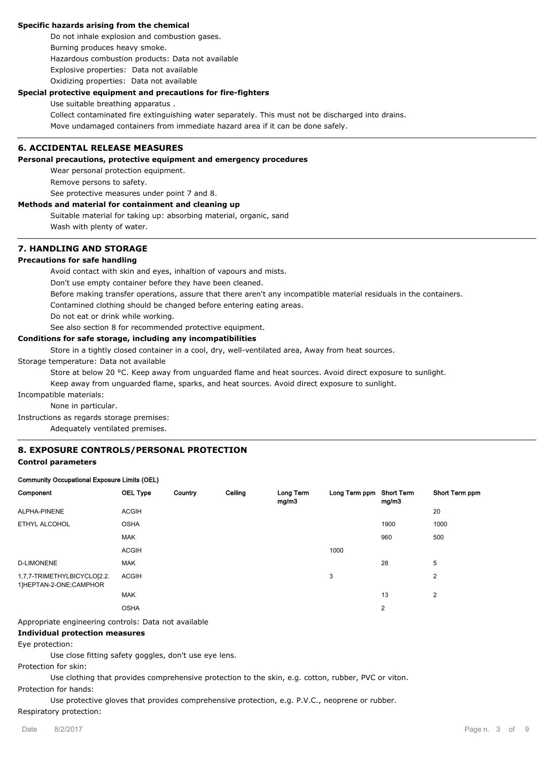**Specific hazards arising from the chemical**

Do not inhale explosion and combustion gases.

Burning produces heavy smoke.

Hazardous combustion products: Data not available

Explosive properties: Data not available

Oxidizing properties: Data not available

**Special protective equipment and precautions for fire-fighters**

Use suitable breathing apparatus .

Collect contaminated fire extinguishing water separately. This must not be discharged into drains.

Move undamaged containers from immediate hazard area if it can be done safely.

## 6. ACCIDENTAL RELEASE MEASURES

**Personal precautions, protective equipment and emergency procedures**

Wear personal protection equipment.

Remove persons to safety.

See protective measures under point 7 and 8.

**Methods and material for containment and cleaning up**

Suitable material for taking up: absorbing material, organic, sand

Wash with plenty of water.

## 7. HANDLING AND STORAGE

**Precautions for safe handling**

Avoid contact with skin and eyes, inhaltion of vapours and mists.

Don't use empty container before they have been cleaned.

Before making transfer operations, assure that there aren't any incompatible material residuals in the containers.

Contamined clothing should be changed before entering eating areas.

Do not eat or drink while working.

See also section 8 for recommended protective equipment.

**Conditions for safe storage, including any incompatibilities**

Store in a tightly closed container in a cool, dry, well-ventilated area, Away from heat sources.

Storage temperature: Data not available

Store at below 20 °C. Keep away from unguarded flame and heat sources. Avoid direct exposure to sunlight.

Keep away from unguarded flame, sparks, and heat sources. Avoid direct exposure to sunlight.

Incompatible materials:

None in particular.

Instructions as regards storage premises:

Adequately ventilated premises.

## 8. EXPOSURE CONTROLS/PERSONAL PROTECTION

**Control parameters**

**Community Occupational Exposure Limits (OEL)**

| Component | OEL Type | Country | Ceiling | Long Term mg/m3 | Long Term ppm | Short Term mg/m3 | Short Term ppm |
|---|---|---|---|---|---|---|---|
| ALPHA-PINENE | ACGIH | | | | | | 20 |
| ETHYL ALCOHOL | OSHA | | | | | 1900 | 1000 |
| | MAK | | | | | 960 | 500 |
| | ACGIH | | | | 1000 | | |
| D-LIMONENE | MAK | | | | | 28 | 5 |
| 1,7,7-TRIMETHYLBICYCLO[2.2.1]HEPTAN-2-ONE;CAMPHOR | ACGIH | | | | 3 | | 2 |
| | MAK | | | | | 13 | 2 |
| | OSHA | | | | | 2 | |

Appropriate engineering controls: Data not available

**Individual protection measures**

Eye protection:

Use close fitting safety goggles, don't use eye lens.

Protection for skin:

Use clothing that provides comprehensive protection to the skin, e.g. cotton, rubber, PVC or viton.

Protection for hands:

Use protective gloves that provides comprehensive protection, e.g. P.V.C., neoprene or rubber.

Respiratory protection: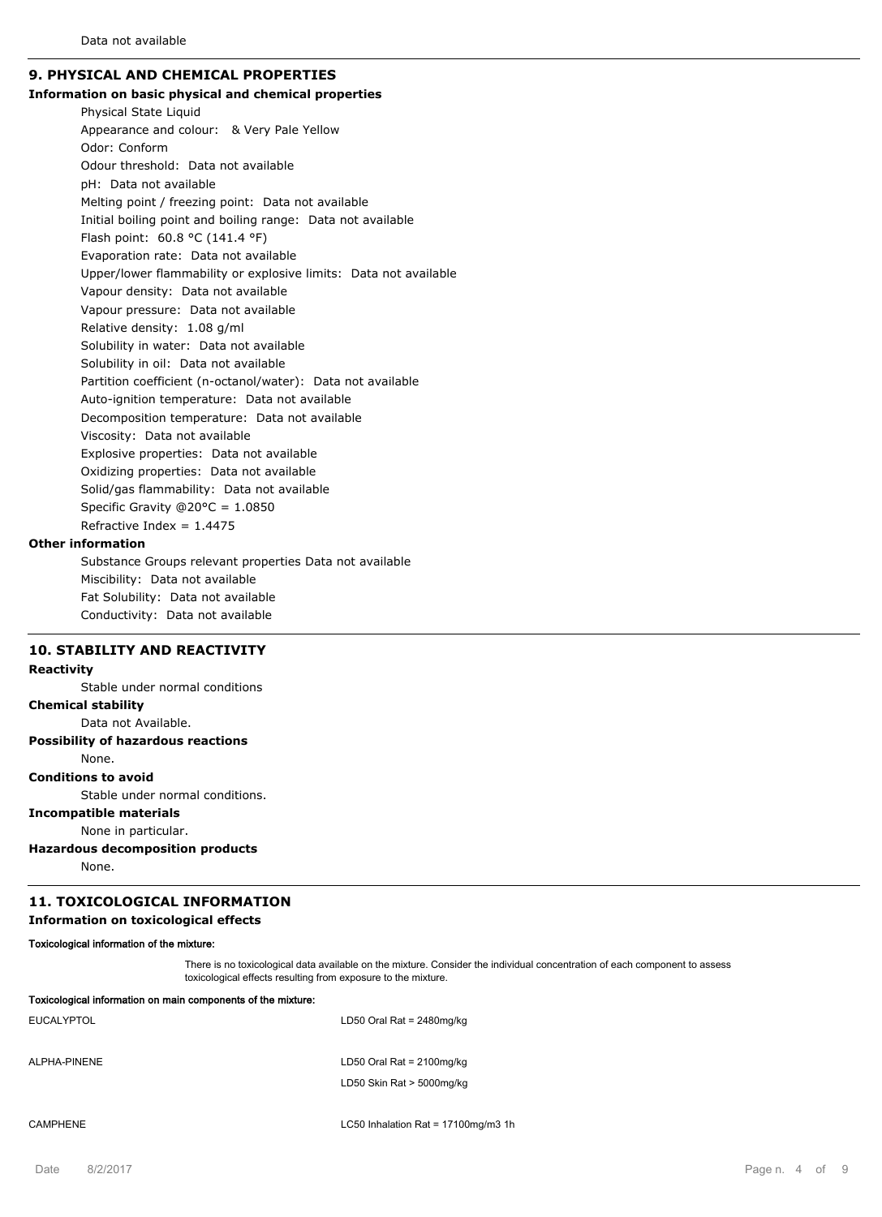Data not available

## 9. PHYSICAL AND CHEMICAL PROPERTIES

### Information on basic physical and chemical properties

Physical State Liquid
Appearance and colour: & Very Pale Yellow
Odor: Conform
Odour threshold: Data not available
pH: Data not available
Melting point / freezing point: Data not available
Initial boiling point and boiling range: Data not available
Flash point: 60.8 °C (141.4 °F)
Evaporation rate: Data not available
Upper/lower flammability or explosive limits: Data not available
Vapour density: Data not available
Vapour pressure: Data not available
Relative density: 1.08 g/ml
Solubility in water: Data not available
Solubility in oil: Data not available
Partition coefficient (n-octanol/water): Data not available
Auto-ignition temperature: Data not available
Decomposition temperature: Data not available
Viscosity: Data not available
Explosive properties: Data not available
Oxidizing properties: Data not available
Solid/gas flammability: Data not available
Specific Gravity @20°C = 1.0850
Refractive Index = 1.4475

### Other information

Substance Groups relevant properties Data not available
Miscibility: Data not available
Fat Solubility: Data not available
Conductivity: Data not available

## 10. STABILITY AND REACTIVITY

**Reactivity**

Stable under normal conditions

**Chemical stability**

Data not Available.

**Possibility of hazardous reactions**

None.

**Conditions to avoid**

Stable under normal conditions.

**Incompatible materials**

None in particular.

**Hazardous decomposition products**

None.

## 11. TOXICOLOGICAL INFORMATION

### Information on toxicological effects

**Toxicological information of the mixture:**

There is no toxicological data available on the mixture. Consider the individual concentration of each component to assess toxicological effects resulting from exposure to the mixture.

**Toxicological information on main components of the mixture:**

| | |
|---|---|
| EUCALYPTOL | LD50 Oral Rat = 2480mg/kg |
| ALPHA-PINENE | LD50 Oral Rat = 2100mg/kg |
| | LD50 Skin Rat > 5000mg/kg |
| CAMPHENE | LC50 Inhalation Rat = 17100mg/m3 1h |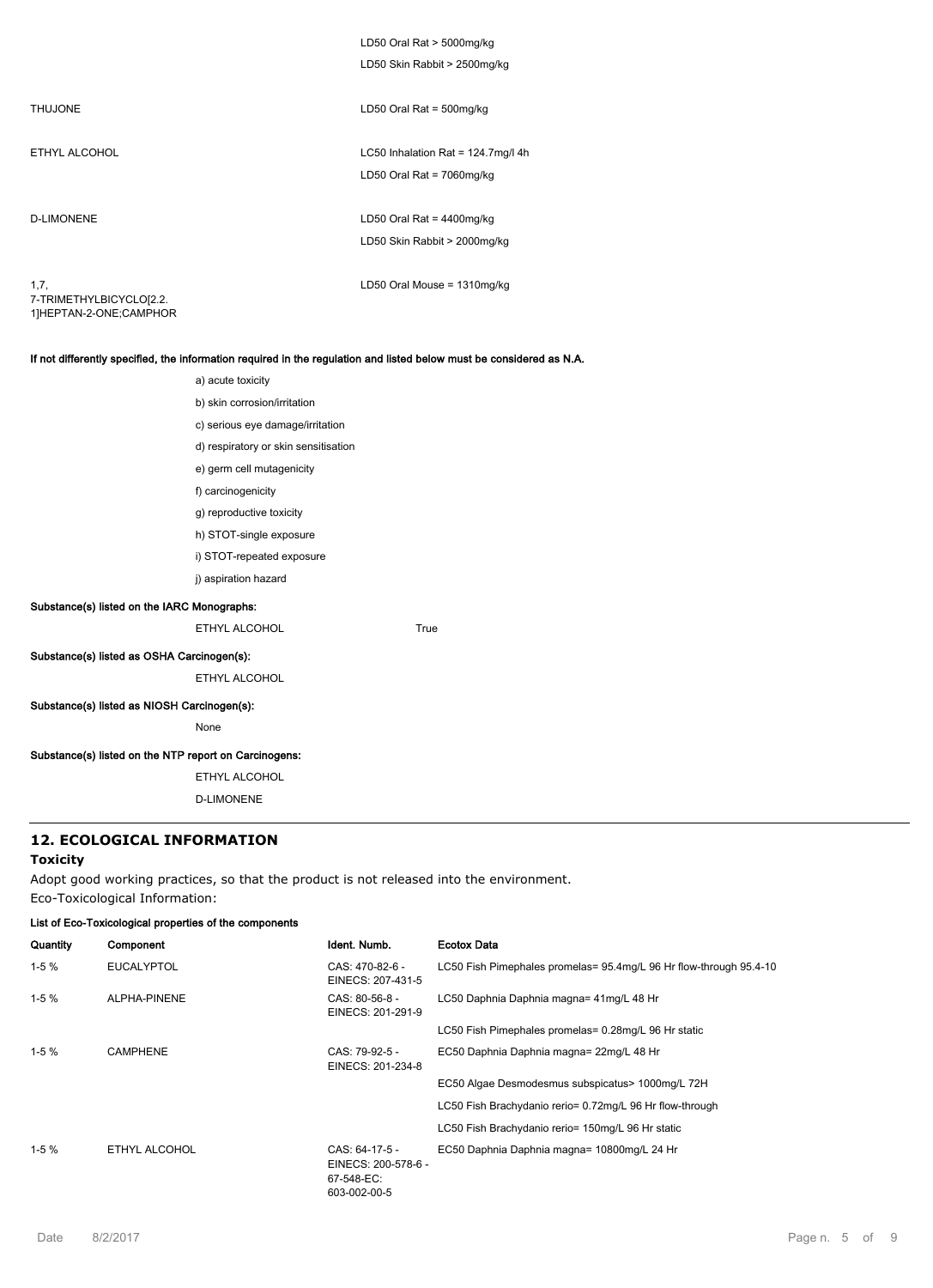| | |
|---|---|
| | LD50 Oral Rat > 5000mg/kg |
| | LD50 Skin Rabbit > 2500mg/kg |
| THUJONE | LD50 Oral Rat = 500mg/kg |
| ETHYL ALCOHOL | LC50 Inhalation Rat = 124.7mg/l 4h |
| | LD50 Oral Rat = 7060mg/kg |
| D-LIMONENE | LD50 Oral Rat = 4400mg/kg |
| | LD50 Skin Rabbit > 2000mg/kg |
| 1,7, 7-TRIMETHYLBICYCLO[2.2. 1]HEPTAN-2-ONE;CAMPHOR | LD50 Oral Mouse = 1310mg/kg |

**If not differently specified, the information required in the regulation and listed below must be considered as N.A.**

a) acute toxicity

b) skin corrosion/irritation

c) serious eye damage/irritation

d) respiratory or skin sensitisation

e) germ cell mutagenicity

f) carcinogenicity

g) reproductive toxicity

h) STOT-single exposure

i) STOT-repeated exposure

j) aspiration hazard

**Substance(s) listed on the IARC Monographs:**

ETHYL ALCOHOL True

**Substance(s) listed as OSHA Carcinogen(s):**

ETHYL ALCOHOL

**Substance(s) listed as NIOSH Carcinogen(s):**

None

**Substance(s) listed on the NTP report on Carcinogens:**

ETHYL ALCOHOL

D-LIMONENE

## 12. ECOLOGICAL INFORMATION

### Toxicity

Adopt good working practices, so that the product is not released into the environment.

Eco-Toxicological Information:

**List of Eco-Toxicological properties of the components**

| Quantity | Component | Ident. Numb. | Ecotox Data |
|---|---|---|---|
| 1-5 % | EUCALYPTOL | CAS: 470-82-6 - EINECS: 207-431-5 | LC50 Fish Pimephales promelas= 95.4mg/L 96 Hr flow-through 95.4-10 |
| 1-5 % | ALPHA-PINENE | CAS: 80-56-8 - EINECS: 201-291-9 | LC50 Daphnia Daphnia magna= 41mg/L 48 Hr |
| | | | LC50 Fish Pimephales promelas= 0.28mg/L 96 Hr static |
| 1-5 % | CAMPHENE | CAS: 79-92-5 - EINECS: 201-234-8 | EC50 Daphnia Daphnia magna= 22mg/L 48 Hr |
| | | | EC50 Algae Desmodesmus subspicatus> 1000mg/L 72H |
| | | | LC50 Fish Brachydanio rerio= 0.72mg/L 96 Hr flow-through |
| | | | LC50 Fish Brachydanio rerio= 150mg/L 96 Hr static |
| 1-5 % | ETHYL ALCOHOL | CAS: 64-17-5 - EINECS: 200-578-6 - 67-548-EC: 603-002-00-5 | EC50 Daphnia Daphnia magna= 10800mg/L 24 Hr |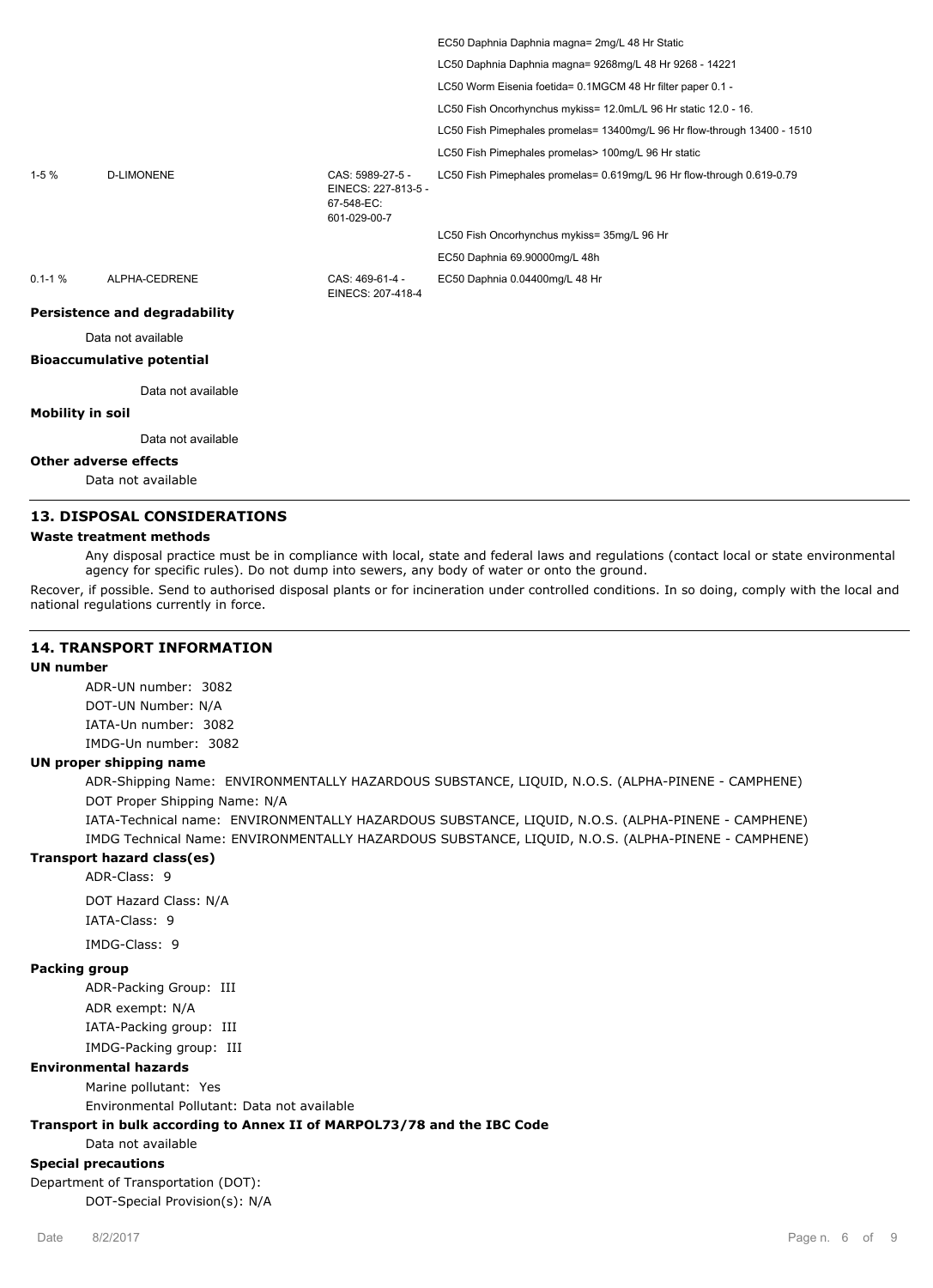| | | | |
|---|---|---|---|
| | | | EC50 Daphnia Daphnia magna= 2mg/L 48 Hr Static |
| | | | LC50 Daphnia Daphnia magna= 9268mg/L 48 Hr 9268 - 14221 |
| | | | LC50 Worm Eisenia foetida= 0.1MGCM 48 Hr filter paper 0.1 - |
| | | | LC50 Fish Oncorhynchus mykiss= 12.0mL/L 96 Hr static 12.0 - 16. |
| | | | LC50 Fish Pimephales promelas= 13400mg/L 96 Hr flow-through 13400 - 1510 |
| | | | LC50 Fish Pimephales promelas> 100mg/L 96 Hr static |
| 1-5 % | D-LIMONENE | CAS: 5989-27-5 - EINECS: 227-813-5 - 67-548-EC: 601-029-00-7 | LC50 Fish Pimephales promelas= 0.619mg/L 96 Hr flow-through 0.619-0.79 |
| | | | LC50 Fish Oncorhynchus mykiss= 35mg/L 96 Hr |
| | | | EC50 Daphnia 69.90000mg/L 48h |
| 0.1-1 % | ALPHA-CEDRENE | CAS: 469-61-4 - EINECS: 207-418-4 | EC50 Daphnia 0.04400mg/L 48 Hr |

**Persistence and degradability**

Data not available

**Bioaccumulative potential**

Data not available

**Mobility in soil**

Data not available

**Other adverse effects**

Data not available

## 13. DISPOSAL CONSIDERATIONS

**Waste treatment methods**

Any disposal practice must be in compliance with local, state and federal laws and regulations (contact local or state environmental agency for specific rules). Do not dump into sewers, any body of water or onto the ground.

Recover, if possible. Send to authorised disposal plants or for incineration under controlled conditions. In so doing, comply with the local and national regulations currently in force.

## 14. TRANSPORT INFORMATION

**UN number**

ADR-UN number: 3082
DOT-UN Number: N/A
IATA-Un number: 3082
IMDG-Un number: 3082

**UN proper shipping name**

ADR-Shipping Name: ENVIRONMENTALLY HAZARDOUS SUBSTANCE, LIQUID, N.O.S. (ALPHA-PINENE - CAMPHENE)
DOT Proper Shipping Name: N/A
IATA-Technical name: ENVIRONMENTALLY HAZARDOUS SUBSTANCE, LIQUID, N.O.S. (ALPHA-PINENE - CAMPHENE)
IMDG Technical Name: ENVIRONMENTALLY HAZARDOUS SUBSTANCE, LIQUID, N.O.S. (ALPHA-PINENE - CAMPHENE)

**Transport hazard class(es)**

ADR-Class: 9
DOT Hazard Class: N/A
IATA-Class: 9
IMDG-Class: 9

**Packing group**

ADR-Packing Group: III
ADR exempt: N/A
IATA-Packing group: III
IMDG-Packing group: III

**Environmental hazards**

Marine pollutant: Yes
Environmental Pollutant: Data not available

**Transport in bulk according to Annex II of MARPOL73/78 and the IBC Code**

Data not available

**Special precautions**

Department of Transportation (DOT):
DOT-Special Provision(s): N/A

Date 8/2/2017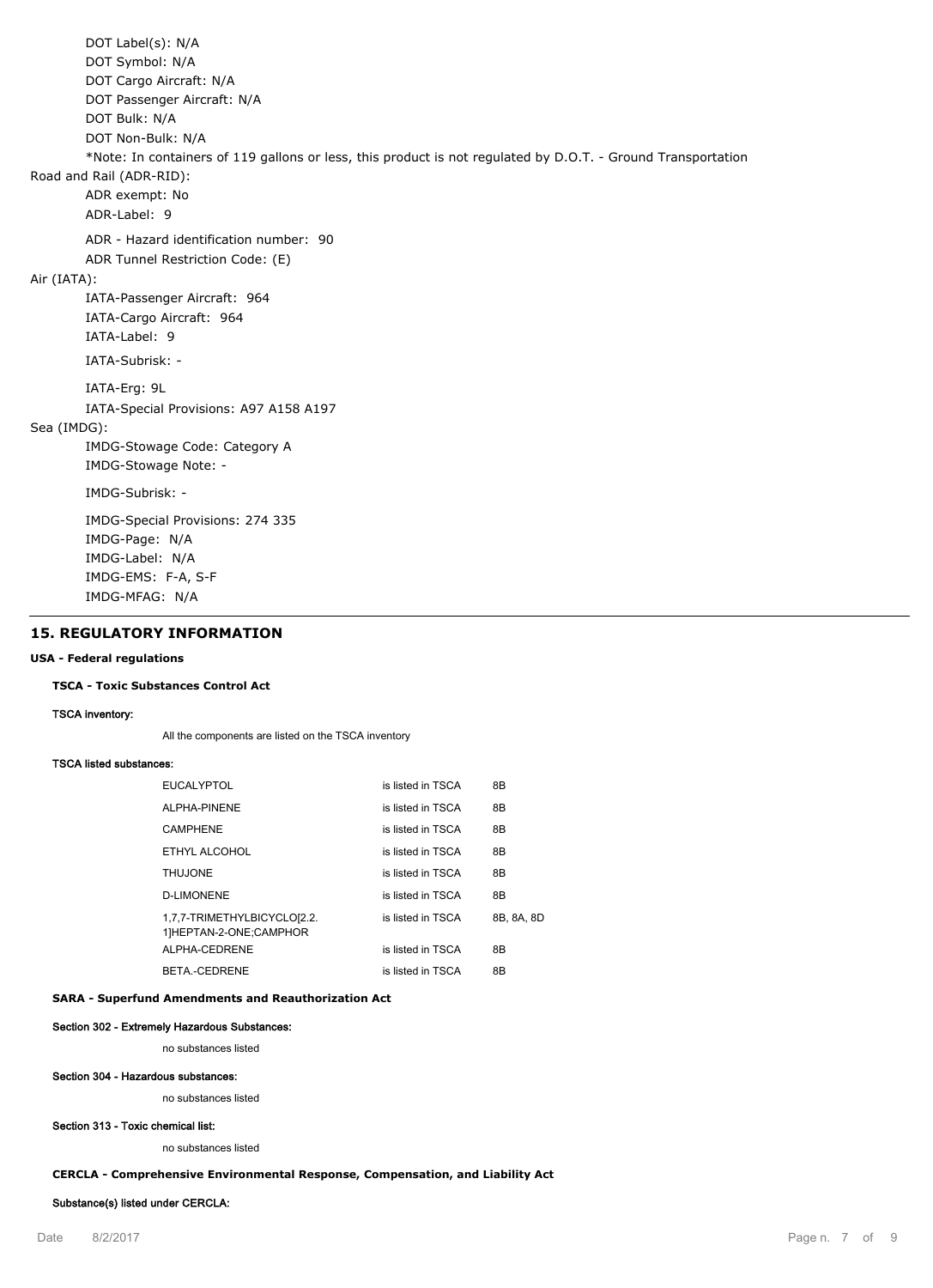DOT Label(s): N/A

DOT Symbol: N/A

DOT Cargo Aircraft: N/A

DOT Passenger Aircraft: N/A

DOT Bulk: N/A

DOT Non-Bulk: N/A

*Note: In containers of 119 gallons or less, this product is not regulated by D.O.T. - Ground Transportation

Road and Rail (ADR-RID):

ADR exempt: No

ADR-Label: 9

ADR - Hazard identification number: 90

ADR Tunnel Restriction Code: (E)

Air (IATA):

IATA-Passenger Aircraft: 964

IATA-Cargo Aircraft: 964

IATA-Label: 9

IATA-Subrisk: -

IATA-Erg: 9L

IATA-Special Provisions: A97 A158 A197

Sea (IMDG):

IMDG-Stowage Code: Category A

IMDG-Stowage Note: -

IMDG-Subrisk: -

IMDG-Special Provisions: 274 335

IMDG-Page: N/A

IMDG-Label: N/A

IMDG-EMS: F-A, S-F

IMDG-MFAG: N/A

## 15. REGULATORY INFORMATION

**USA - Federal regulations**

**TSCA - Toxic Substances Control Act**

**TSCA inventory:**

All the components are listed on the TSCA inventory

**TSCA listed substances:**

| | | |
|---|---|---|
| EUCALYPTOL | is listed in TSCA | 8B |
| ALPHA-PINENE | is listed in TSCA | 8B |
| CAMPHENE | is listed in TSCA | 8B |
| ETHYL ALCOHOL | is listed in TSCA | 8B |
| THUJONE | is listed in TSCA | 8B |
| D-LIMONENE | is listed in TSCA | 8B |
| 1,7,7-TRIMETHYLBICYCLO[2.2.1]HEPTAN-2-ONE;CAMPHOR | is listed in TSCA | 8B, 8A, 8D |
| ALPHA-CEDRENE | is listed in TSCA | 8B |
| BETA.-CEDRENE | is listed in TSCA | 8B |

**SARA - Superfund Amendments and Reauthorization Act**

**Section 302 - Extremely Hazardous Substances:**

no substances listed

**Section 304 - Hazardous substances:**

no substances listed

**Section 313 - Toxic chemical list:**

no substances listed

**CERCLA - Comprehensive Environmental Response, Compensation, and Liability Act**

**Substance(s) listed under CERCLA:**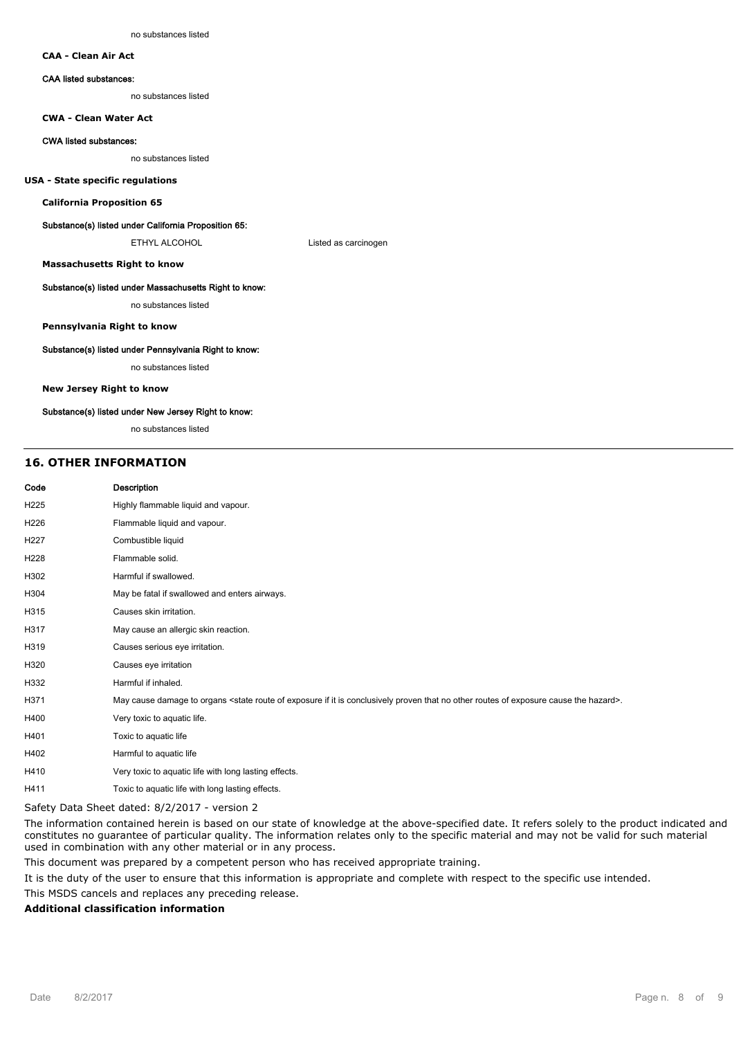no substances listed

**CAA - Clean Air Act**

**CAA listed substances:**

no substances listed

**CWA - Clean Water Act**

**CWA listed substances:**

no substances listed

**USA - State specific regulations**

**California Proposition 65**

**Substance(s) listed under California Proposition 65:**

ETHYL ALCOHOL Listed as carcinogen

**Massachusetts Right to know**

**Substance(s) listed under Massachusetts Right to know:**

no substances listed

**Pennsylvania Right to know**

**Substance(s) listed under Pennsylvania Right to know:**

no substances listed

**New Jersey Right to know**

**Substance(s) listed under New Jersey Right to know:**

no substances listed

## 16. OTHER INFORMATION

| Code | Description |
|---|---|
| H225 | Highly flammable liquid and vapour. |
| H226 | Flammable liquid and vapour. |
| H227 | Combustible liquid |
| H228 | Flammable solid. |
| H302 | Harmful if swallowed. |
| H304 | May be fatal if swallowed and enters airways. |
| H315 | Causes skin irritation. |
| H317 | May cause an allergic skin reaction. |
| H319 | Causes serious eye irritation. |
| H320 | Causes eye irritation |
| H332 | Harmful if inhaled. |
| H371 | May cause damage to organs <state route of exposure if it is conclusively proven that no other routes of exposure cause the hazard>. |
| H400 | Very toxic to aquatic life. |
| H401 | Toxic to aquatic life |
| H402 | Harmful to aquatic life |
| H410 | Very toxic to aquatic life with long lasting effects. |
| H411 | Toxic to aquatic life with long lasting effects. |

Safety Data Sheet dated: 8/2/2017 - version 2

The information contained herein is based on our state of knowledge at the above-specified date. It refers solely to the product indicated and constitutes no guarantee of particular quality. The information relates only to the specific material and may not be valid for such material used in combination with any other material or in any process.

This document was prepared by a competent person who has received appropriate training.

It is the duty of the user to ensure that this information is appropriate and complete with respect to the specific use intended.

This MSDS cancels and replaces any preceding release.

**Additional classification information**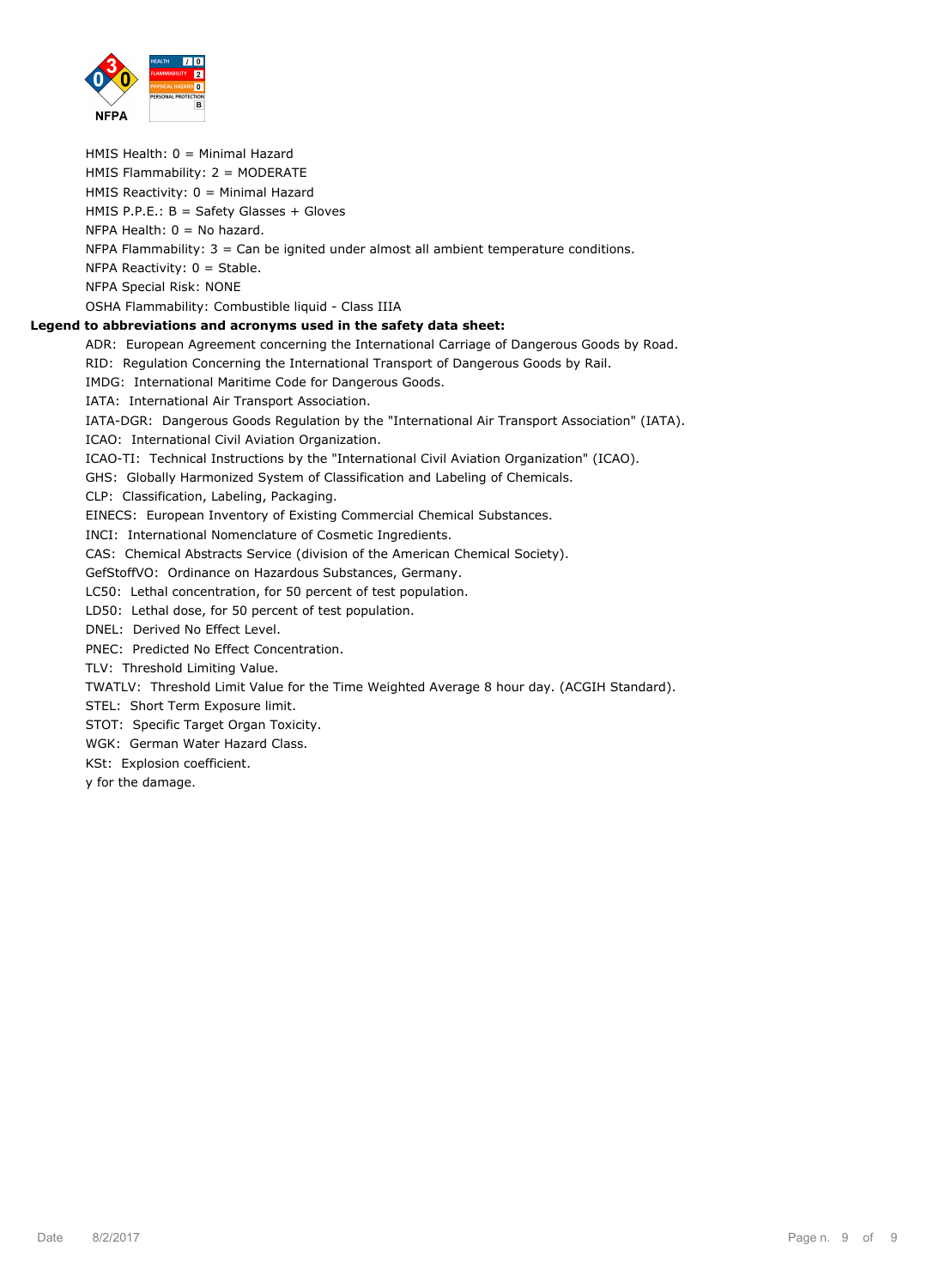HMIS Health: 0 = Minimal Hazard
HMIS Flammability: 2 = MODERATE
HMIS Reactivity: 0 = Minimal Hazard
HMIS P.P.E.: B = Safety Glasses + Gloves
NFPA Health: 0 = No hazard.
NFPA Flammability: 3 = Can be ignited under almost all ambient temperature conditions.
NFPA Reactivity: 0 = Stable.
NFPA Special Risk: NONE
OSHA Flammability: Combustible liquid - Class IIIA

**Legend to abbreviations and acronyms used in the safety data sheet:**

ADR: European Agreement concerning the International Carriage of Dangerous Goods by Road.
RID: Regulation Concerning the International Transport of Dangerous Goods by Rail.
IMDG: International Maritime Code for Dangerous Goods.
IATA: International Air Transport Association.
IATA-DGR: Dangerous Goods Regulation by the "International Air Transport Association" (IATA).
ICAO: International Civil Aviation Organization.
ICAO-TI: Technical Instructions by the "International Civil Aviation Organization" (ICAO).
GHS: Globally Harmonized System of Classification and Labeling of Chemicals.
CLP: Classification, Labeling, Packaging.
EINECS: European Inventory of Existing Commercial Chemical Substances.
INCI: International Nomenclature of Cosmetic Ingredients.
CAS: Chemical Abstracts Service (division of the American Chemical Society).
GefStoffVO: Ordinance on Hazardous Substances, Germany.
LC50: Lethal concentration, for 50 percent of test population.
LD50: Lethal dose, for 50 percent of test population.
DNEL: Derived No Effect Level.
PNEC: Predicted No Effect Concentration.
TLV: Threshold Limiting Value.
TWATLV: Threshold Limit Value for the Time Weighted Average 8 hour day. (ACGIH Standard).
STEL: Short Term Exposure limit.
STOT: Specific Target Organ Toxicity.
WGK: German Water Hazard Class.
KSt: Explosion coefficient.
y for the damage.